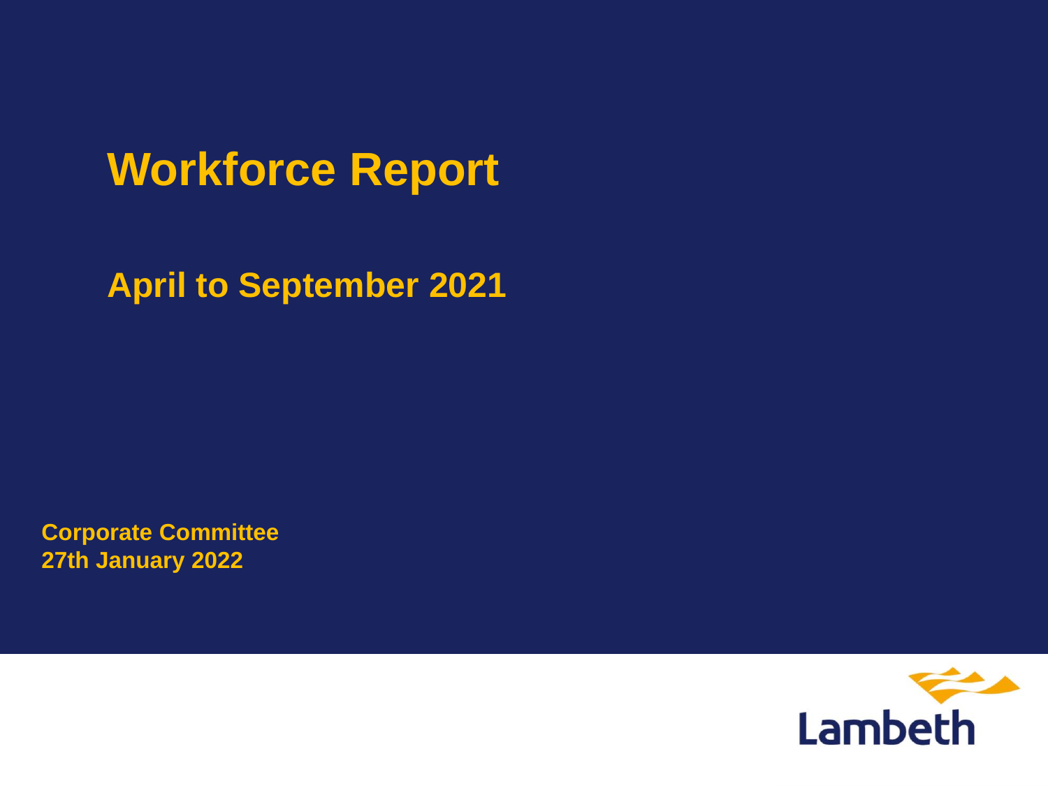# Workforce Report

## April to September 2021

**Corporate Committee**
**27th January 2022**

Lambeth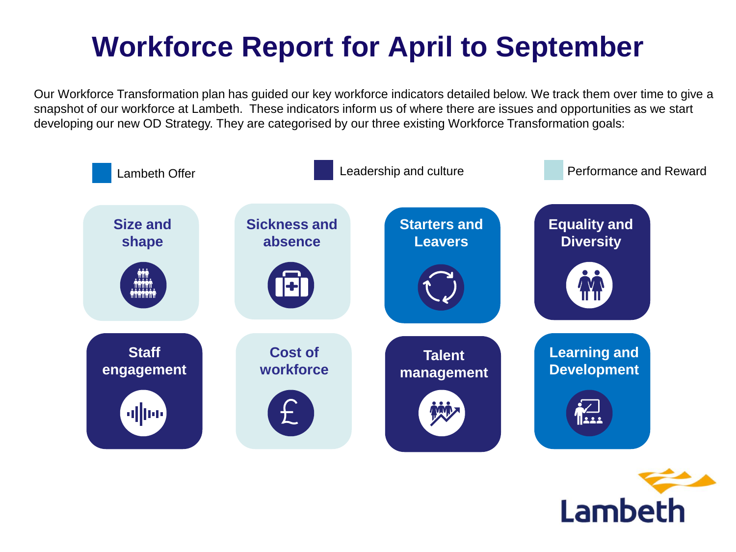# Workforce Report for April to September

Our Workforce Transformation plan has guided our key workforce indicators detailed below. We track them over time to give a snapshot of our workforce at Lambeth. These indicators inform us of where there are issues and opportunities as we start developing our new OD Strategy. They are categorised by our three existing Workforce Transformation goals:

- Lambeth Offer
- Leadership and culture
- Performance and Reward

- Size and shape
- Sickness and absence
- Starters and Leavers
- Equality and Diversity
- Staff engagement
- Cost of workforce
- Talent management
- Learning and Development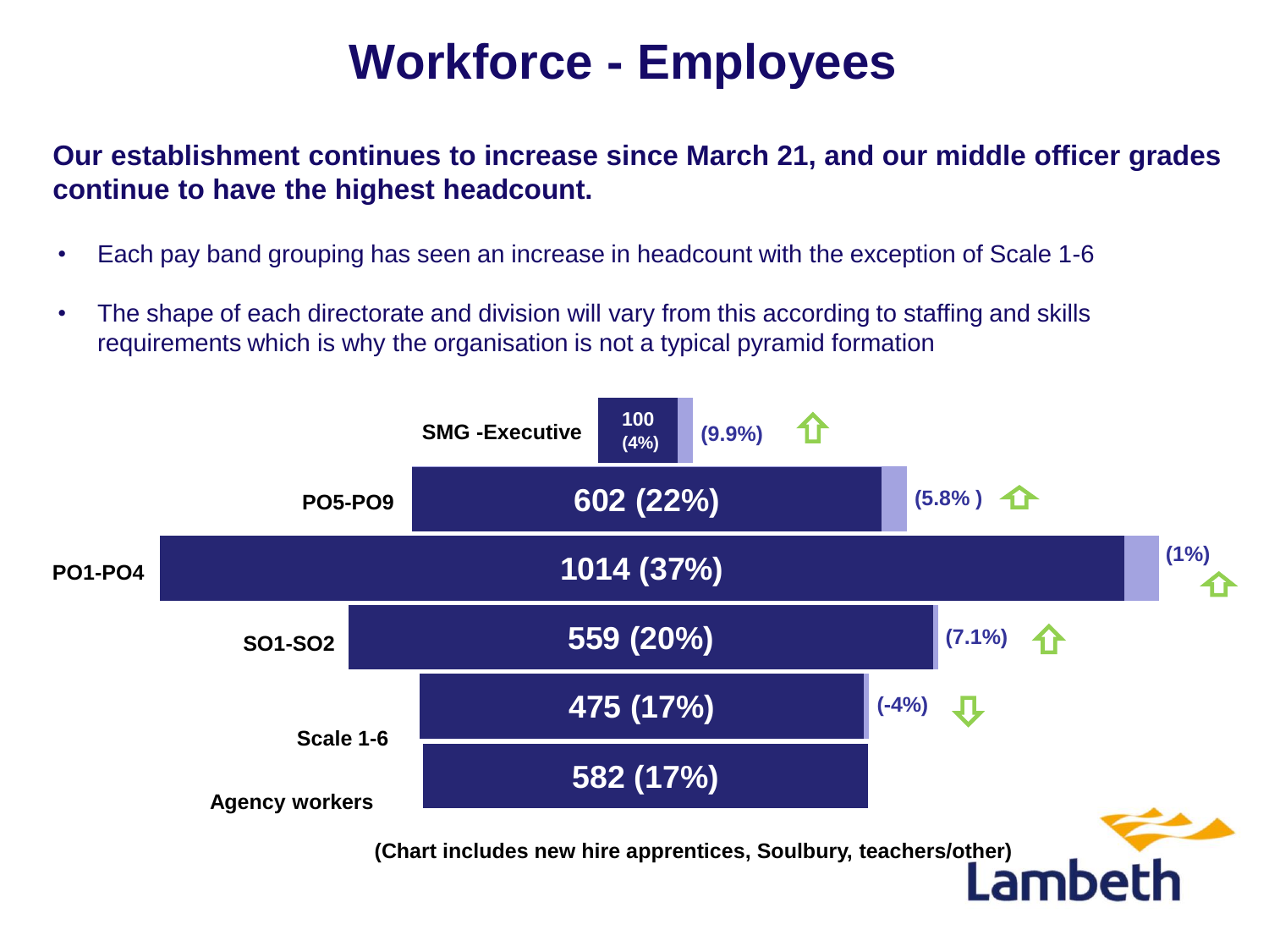# Workforce - Employees

**Our establishment continues to increase since March 21, and our middle officer grades continue to have the highest headcount.**

- Each pay band grouping has seen an increase in headcount with the exception of Scale 1-6
- The shape of each directorate and division will vary from this according to staffing and skills requirements which is why the organisation is not a typical pyramid formation

| Pay band | Headcount | Change |
| --- | --- | --- |
| SMG -Executive | 100 (4%) | (9.9%) ↑ |
| PO5-PO9 | 602 (22%) | (5.8% ) ↑ |
| PO1-PO4 | 1014 (37%) | (1%) ↑ |
| SO1-SO2 | 559 (20%) | (7.1%) ↑ |
| Scale 1-6 | 475 (17%) | (-4%) ↓ |
| Agency workers | 582 (17%) | |

(Chart includes new hire apprentices, Soulbury, teachers/other)

Lambeth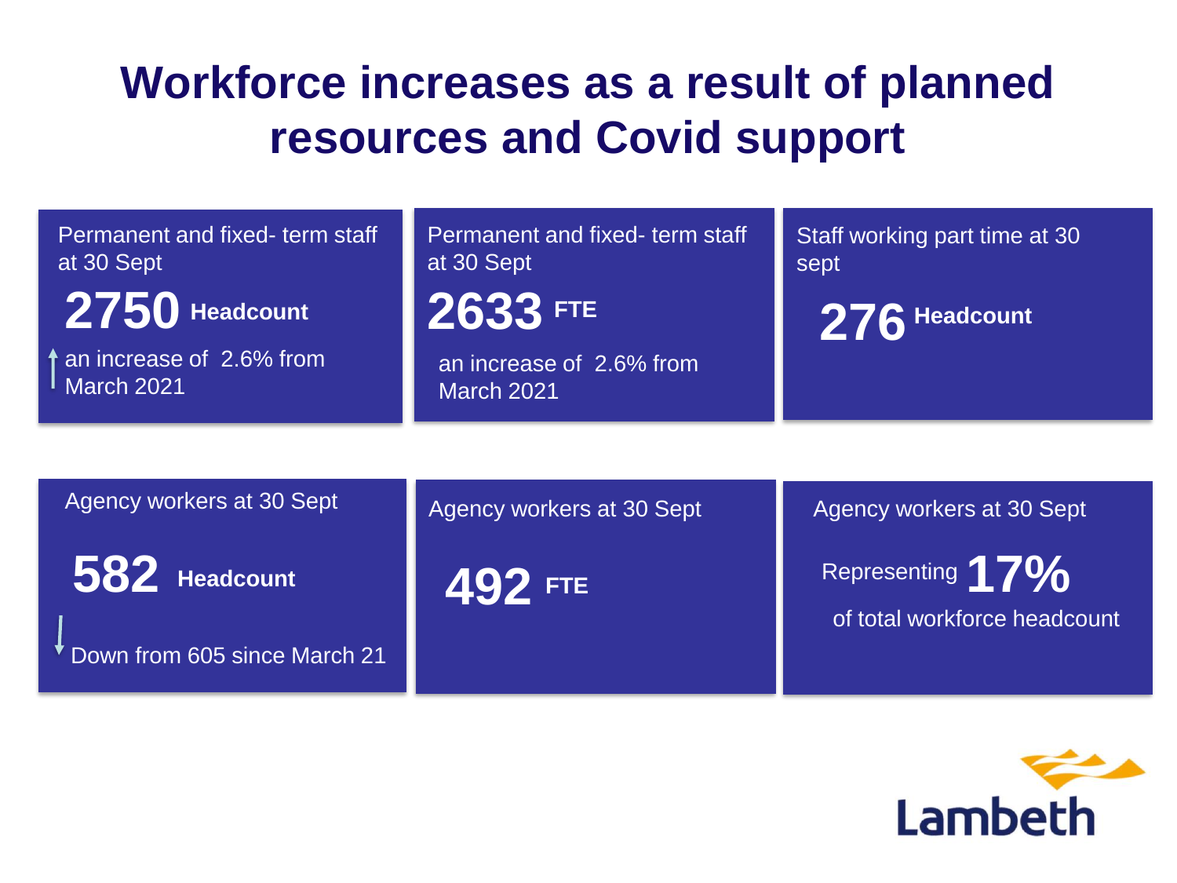# Workforce increases as a result of planned resources and Covid support

Permanent and fixed- term staff at 30 Sept

**2750 Headcount**

↑ an increase of 2.6% from March 2021

Permanent and fixed- term staff at 30 Sept

**2633 FTE**

an increase of 2.6% from March 2021

Staff working part time at 30 sept

**276 Headcount**

Agency workers at 30 Sept

**582 Headcount**

↓ Down from 605 since March 21

Agency workers at 30 Sept

**492 FTE**

Agency workers at 30 Sept

Representing **17%** of total workforce headcount

Lambeth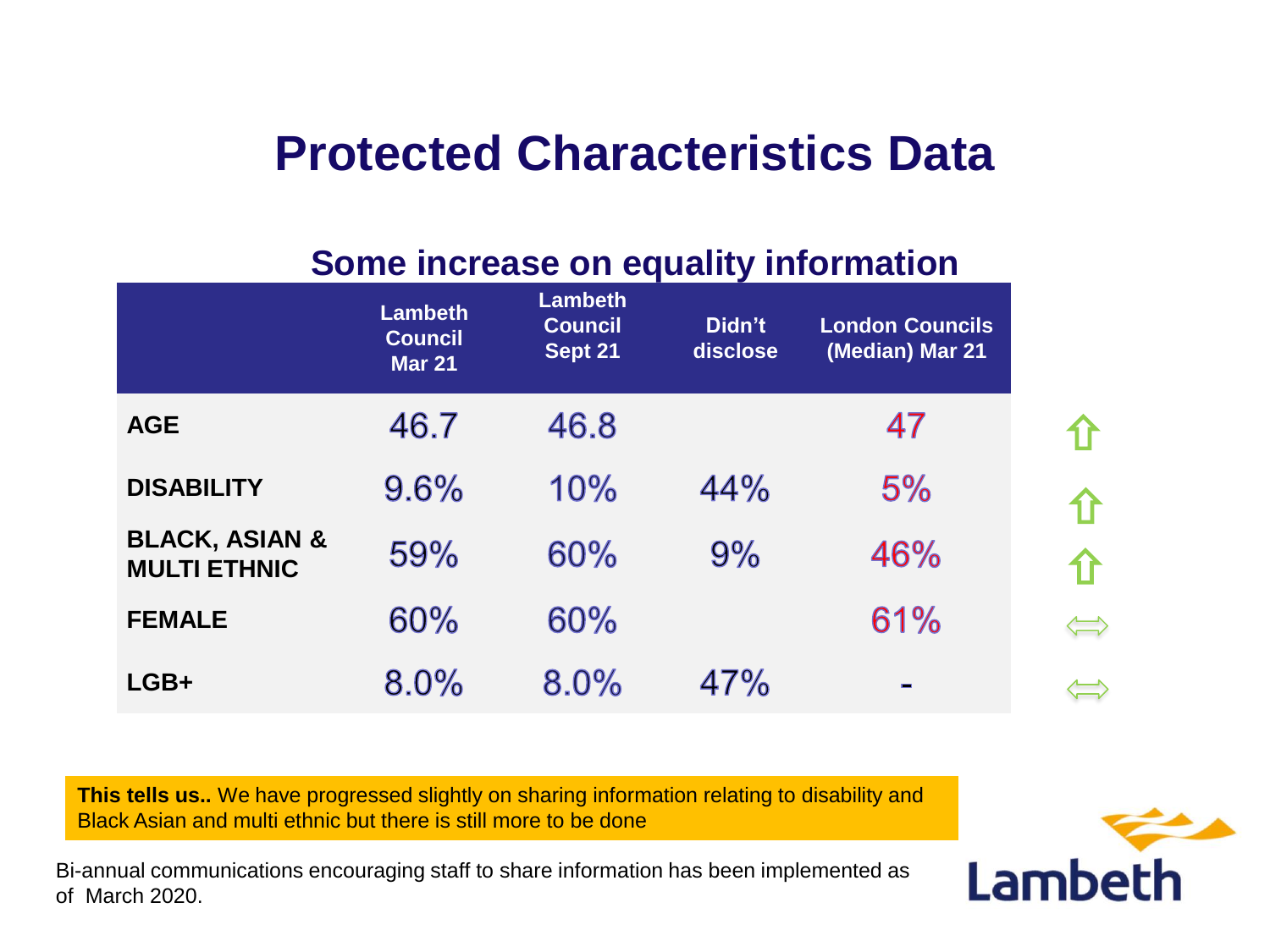# Protected Characteristics Data

## Some increase on equality information

| | Lambeth Council Mar 21 | Lambeth Council Sept 21 | Didn't disclose | London Councils (Median) Mar 21 | |
|---|---|---|---|---|---|
| **AGE** | 46.7 | 46.8 | | 47 | ⇧ |
| **DISABILITY** | 9.6% | 10% | 44% | 5% | ⇧ |
| **BLACK, ASIAN & MULTI ETHNIC** | 59% | 60% | 9% | 46% | ⇧ |
| **FEMALE** | 60% | 60% | | 61% | ⇔ |
| **LGB+** | 8.0% | 8.0% | 47% | - | ⇔ |

**This tells us..** We have progressed slightly on sharing information relating to disability and Black Asian and multi ethnic but there is still more to be done

Bi-annual communications encouraging staff to share information has been implemented as of March 2020.

Lambeth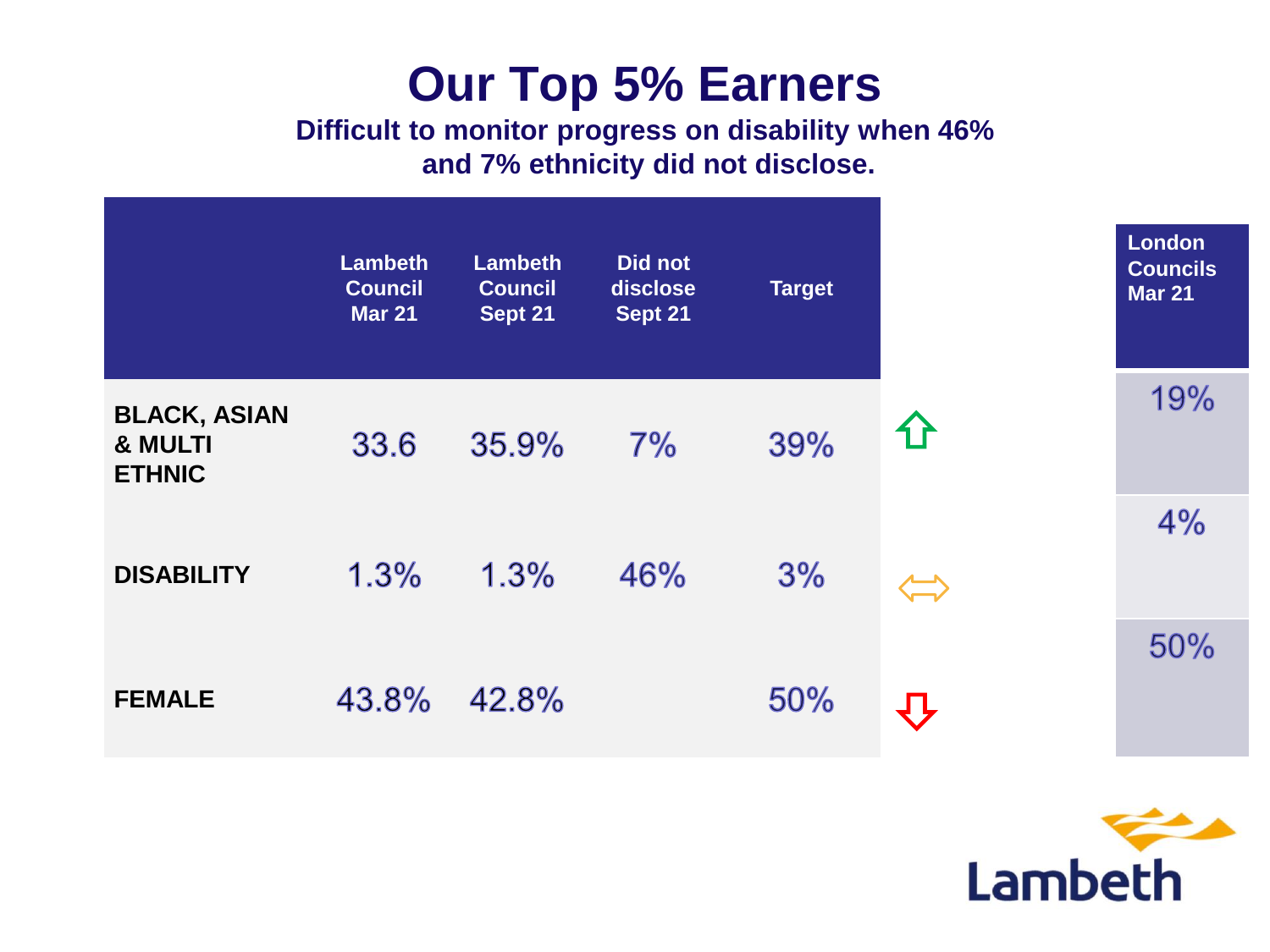# Our Top 5% Earners

**Difficult to monitor progress on disability when 46% and 7% ethnicity did not disclose.**

| | Lambeth Council Mar 21 | Lambeth Council Sept 21 | Did not disclose Sept 21 | Target | | London Councils Mar 21 |
|---|---|---|---|---|---|---|
| **BLACK, ASIAN & MULTI ETHNIC** | 33.6 | 35.9% | 7% | 39% | ⇧ | 19% |
| **DISABILITY** | 1.3% | 1.3% | 46% | 3% | ⇔ | 4% |
| **FEMALE** | 43.8% | 42.8% | | 50% | ⇩ | 50% |

Lambeth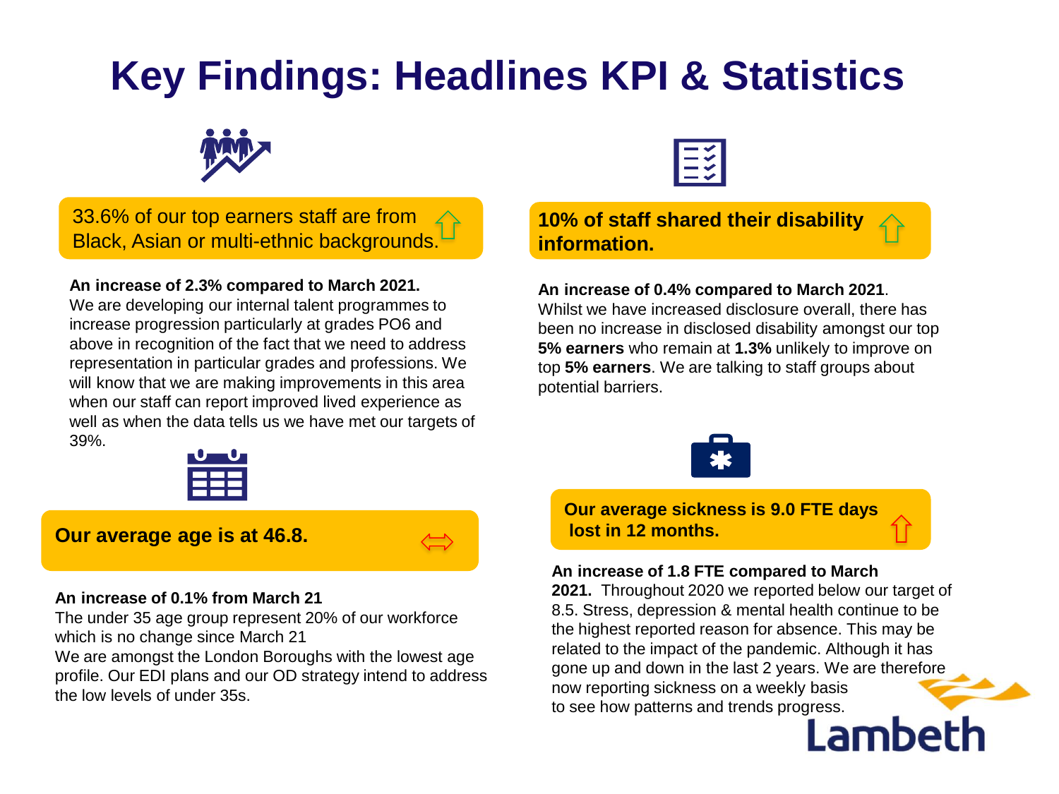# Key Findings: Headlines KPI & Statistics

33.6% of our top earners staff are from Black, Asian or multi-ethnic backgrounds.

**An increase of 2.3% compared to March 2021.**
We are developing our internal talent programmes to increase progression particularly at grades PO6 and above in recognition of the fact that we need to address representation in particular grades and professions. We will know that we are making improvements in this area when our staff can report improved lived experience as well as when the data tells us we have met our targets of 39%.

**Our average age is at 46.8.**

**An increase of 0.1% from March 21**
The under 35 age group represent 20% of our workforce which is no change since March 21
We are amongst the London Boroughs with the lowest age profile. Our EDI plans and our OD strategy intend to address the low levels of under 35s.

**10% of staff shared their disability information.**

**An increase of 0.4% compared to March 2021**.
Whilst we have increased disclosure overall, there has been no increase in disclosed disability amongst our top **5% earners** who remain at **1.3%** unlikely to improve on top **5% earners**. We are talking to staff groups about potential barriers.

**Our average sickness is 9.0 FTE days lost in 12 months.**

**An increase of 1.8 FTE compared to March 2021.** Throughout 2020 we reported below our target of 8.5. Stress, depression & mental health continue to be the highest reported reason for absence. This may be related to the impact of the pandemic. Although it has gone up and down in the last 2 years. We are therefore now reporting sickness on a weekly basis to see how patterns and trends progress.

Lambeth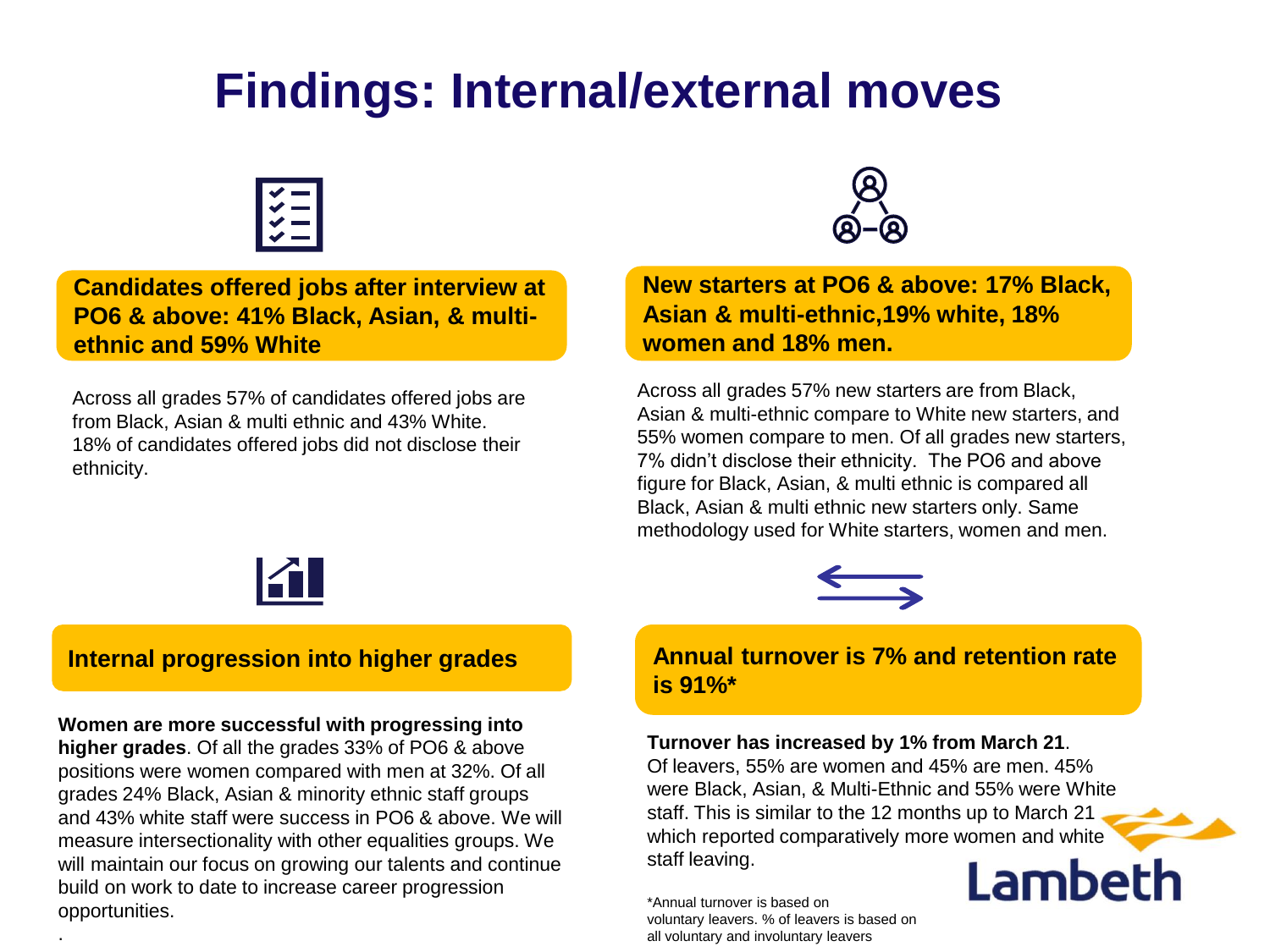# Findings: Internal/external moves

**Candidates offered jobs after interview at PO6 & above: 41% Black, Asian, & multi-ethnic and 59% White**

Across all grades 57% of candidates offered jobs are from Black, Asian & multi ethnic and 43% White. 18% of candidates offered jobs did not disclose their ethnicity.

**New starters at PO6 & above: 17% Black, Asian & multi-ethnic,19% white, 18% women and 18% men.**

Across all grades 57% new starters are from Black, Asian & multi-ethnic compare to White new starters, and 55% women compare to men. Of all grades new starters, 7% didn't disclose their ethnicity. The PO6 and above figure for Black, Asian, & multi ethnic is compared all Black, Asian & multi ethnic new starters only. Same methodology used for White starters, women and men.

**Internal progression into higher grades**

**Women are more successful with progressing into higher grades**. Of all the grades 33% of PO6 & above positions were women compared with men at 32%. Of all grades 24% Black, Asian & minority ethnic staff groups and 43% white staff were success in PO6 & above. We will measure intersectionality with other equalities groups. We will maintain our focus on growing our talents and continue build on work to date to increase career progression opportunities.

**Annual turnover is 7% and retention rate is 91%***

**Turnover has increased by 1% from March 21**. Of leavers, 55% are women and 45% are men. 45% were Black, Asian, & Multi-Ethnic and 55% were White staff. This is similar to the 12 months up to March 21 which reported comparatively more women and white staff leaving.

*Annual turnover is based on voluntary leavers. % of leavers is based on all voluntary and involuntary leavers

Lambeth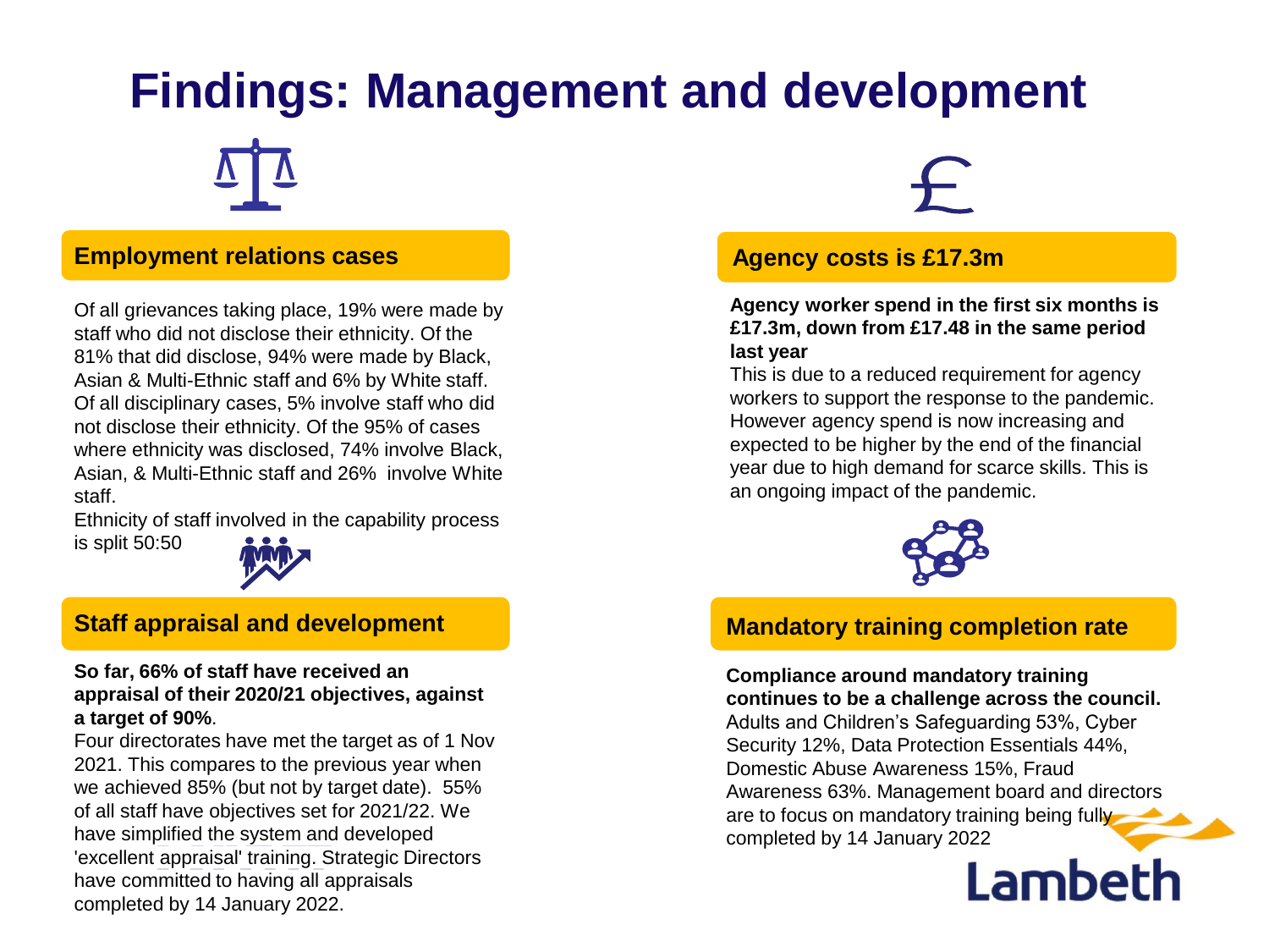# Findings: Management and development

## Employment relations cases

Of all grievances taking place, 19% were made by staff who did not disclose their ethnicity. Of the 81% that did disclose, 94% were made by Black, Asian & Multi-Ethnic staff and 6% by White staff. Of all disciplinary cases, 5% involve staff who did not disclose their ethnicity. Of the 95% of cases where ethnicity was disclosed, 74% involve Black, Asian, & Multi-Ethnic staff and 26% involve White staff.

Ethnicity of staff involved in the capability process is split 50:50

## Staff appraisal and development

**So far, 66% of staff have received an appraisal of their 2020/21 objectives, against a target of 90%**.

Four directorates have met the target as of 1 Nov 2021. This compares to the previous year when we achieved 85% (but not by target date). 55% of all staff have objectives set for 2021/22. We have simplified the system and developed 'excellent appraisal' training. Strategic Directors have committed to having all appraisals completed by 14 January 2022.

## Agency costs is £17.3m

**Agency worker spend in the first six months is £17.3m, down from £17.48 in the same period last year**

This is due to a reduced requirement for agency workers to support the response to the pandemic. However agency spend is now increasing and expected to be higher by the end of the financial year due to high demand for scarce skills. This is an ongoing impact of the pandemic.

## Mandatory training completion rate

**Compliance around mandatory training continues to be a challenge across the council.** Adults and Children's Safeguarding 53%, Cyber Security 12%, Data Protection Essentials 44%, Domestic Abuse Awareness 15%, Fraud Awareness 63%. Management board and directors are to focus on mandatory training being fully completed by 14 January 2022

Lambeth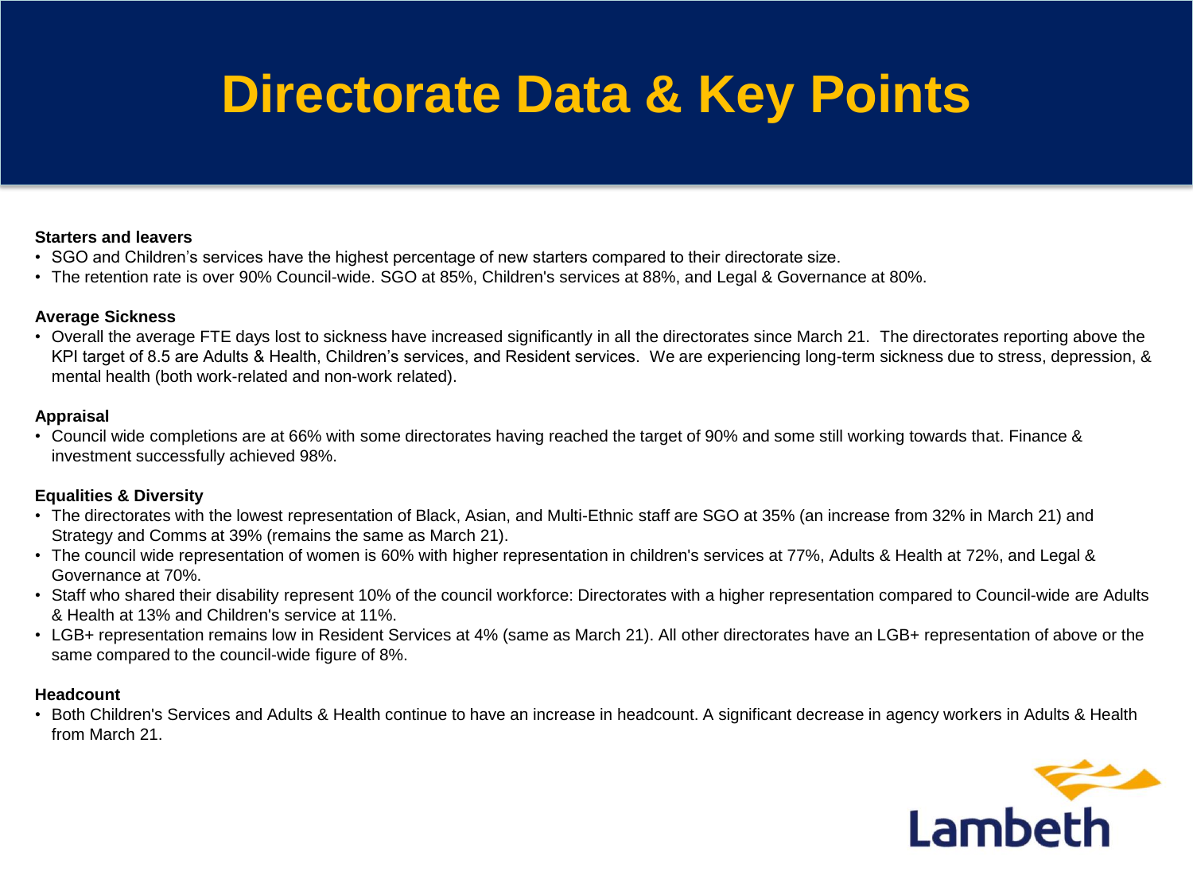# Directorate Data & Key Points

**Starters and leavers**

- SGO and Children's services have the highest percentage of new starters compared to their directorate size.
- The retention rate is over 90% Council-wide. SGO at 85%, Children's services at 88%, and Legal & Governance at 80%.

**Average Sickness**

- Overall the average FTE days lost to sickness have increased significantly in all the directorates since March 21. The directorates reporting above the KPI target of 8.5 are Adults & Health, Children's services, and Resident services. We are experiencing long-term sickness due to stress, depression, & mental health (both work-related and non-work related).

**Appraisal**

- Council wide completions are at 66% with some directorates having reached the target of 90% and some still working towards that. Finance & investment successfully achieved 98%.

**Equalities & Diversity**

- The directorates with the lowest representation of Black, Asian, and Multi-Ethnic staff are SGO at 35% (an increase from 32% in March 21) and Strategy and Comms at 39% (remains the same as March 21).
- The council wide representation of women is 60% with higher representation in children's services at 77%, Adults & Health at 72%, and Legal & Governance at 70%.
- Staff who shared their disability represent 10% of the council workforce: Directorates with a higher representation compared to Council-wide are Adults & Health at 13% and Children's service at 11%.
- LGB+ representation remains low in Resident Services at 4% (same as March 21). All other directorates have an LGB+ representation of above or the same compared to the council-wide figure of 8%.

**Headcount**

- Both Children's Services and Adults & Health continue to have an increase in headcount. A significant decrease in agency workers in Adults & Health from March 21.

Lambeth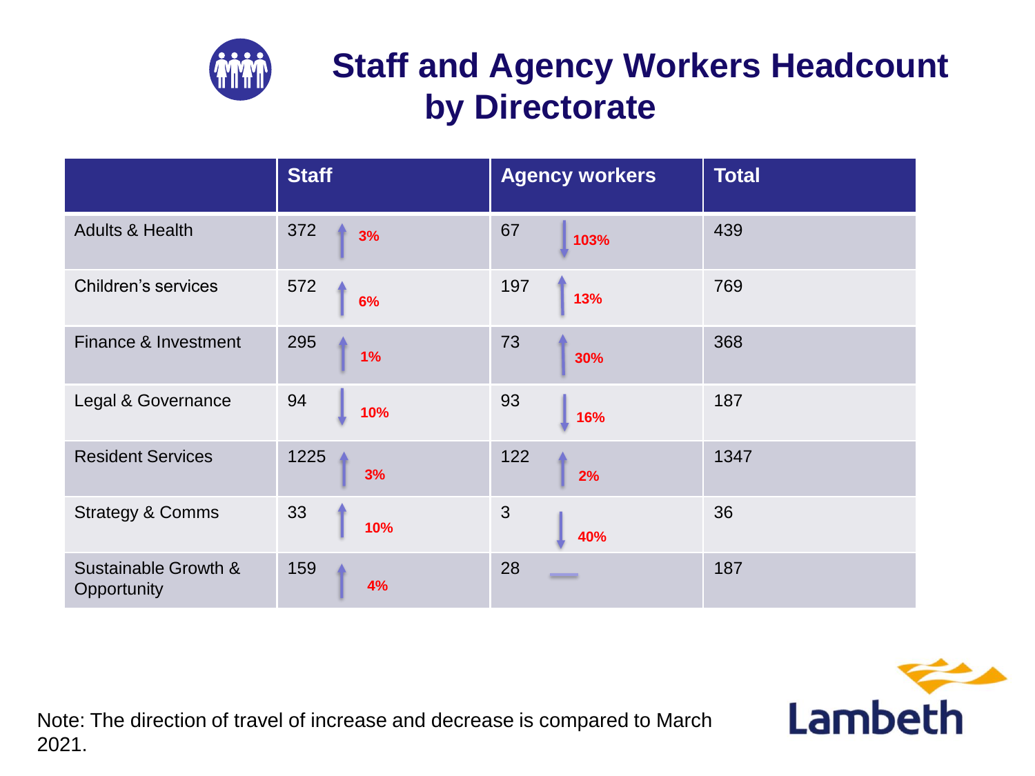# Staff and Agency Workers Headcount by Directorate

| | Staff | Agency workers | Total |
|---|---|---|---|
| Adults & Health | 372 ↑ 3% | 67 ↓ 103% | 439 |
| Children's services | 572 ↑ 6% | 197 ↑ 13% | 769 |
| Finance & Investment | 295 ↑ 1% | 73 ↑ 30% | 368 |
| Legal & Governance | 94 ↓ 10% | 93 ↓ 16% | 187 |
| Resident Services | 1225 ↑ 3% | 122 ↑ 2% | 1347 |
| Strategy & Comms | 33 ↑ 10% | 3 ↓ 40% | 36 |
| Sustainable Growth & Opportunity | 159 ↑ 4% | 28 — | 187 |

Note: The direction of travel of increase and decrease is compared to March 2021.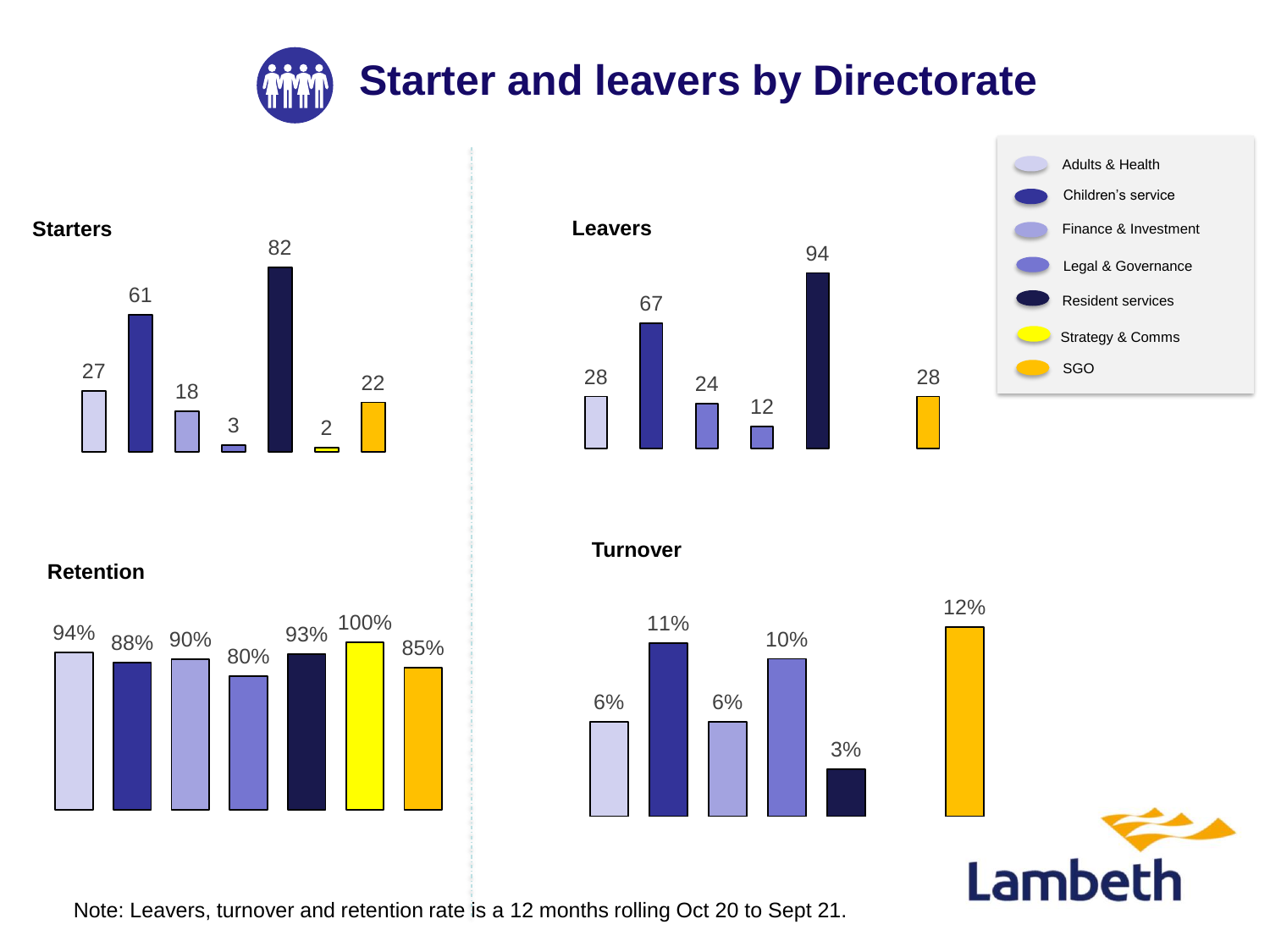# Starter and leavers by Directorate

### Starters

| Directorate | Starters |
|---|---|
| Adults & Health | 27 |
| Children's service | 61 |
| Finance & Investment | 18 |
| Legal & Governance | 3 |
| Resident services | 82 |
| Strategy & Comms | 2 |
| SGO | 22 |

### Leavers

| Directorate | Leavers |
|---|---|
| Adults & Health | 28 |
| Children's service | 67 |
| Finance & Investment | 24 |
| Legal & Governance | 12 |
| Resident services | 94 |
| Strategy & Comms | |
| SGO | 28 |

### Retention

| Directorate | Retention |
|---|---|
| Adults & Health | 94% |
| Children's service | 88% |
| Finance & Investment | 90% |
| Legal & Governance | 80% |
| Resident services | 93% |
| Strategy & Comms | 100% |
| SGO | 85% |

### Turnover

| Directorate | Turnover |
|---|---|
| Adults & Health | 6% |
| Children's service | 11% |
| Finance & Investment | 6% |
| Legal & Governance | 10% |
| Resident services | 3% |
| Strategy & Comms | |
| SGO | 12% |

Note: Leavers, turnover and retention rate is a 12 months rolling Oct 20 to Sept 21.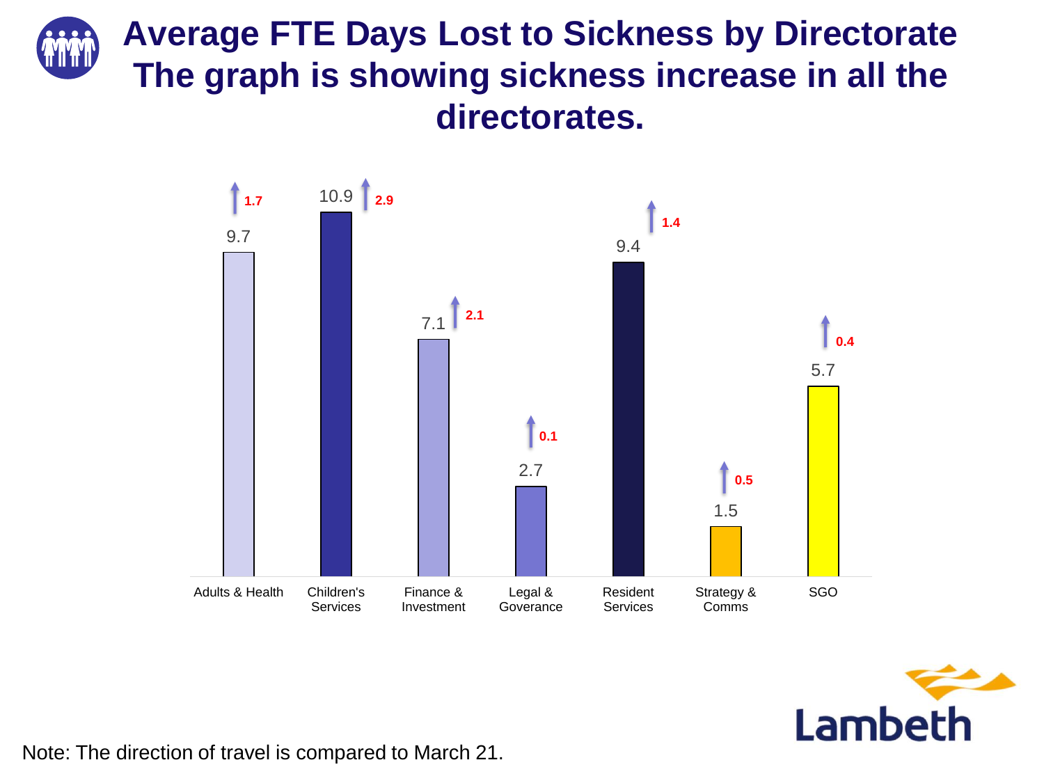# Average FTE Days Lost to Sickness by Directorate
# The graph is showing sickness increase in all the directorates.

| Directorate | Average FTE Days Lost | Change (increase) |
|---|---|---|
| Adults & Health | 9.7 | ↑ 1.7 |
| Children's Services | 10.9 | ↑ 2.9 |
| Finance & Investment | 7.1 | ↑ 2.1 |
| Legal & Goverance | 2.7 | ↑ 0.1 |
| Resident Services | 9.4 | ↑ 1.4 |
| Strategy & Comms | 1.5 | ↑ 0.5 |
| SGO | 5.7 | ↑ 0.4 |

Note: The direction of travel is compared to March 21.

Lambeth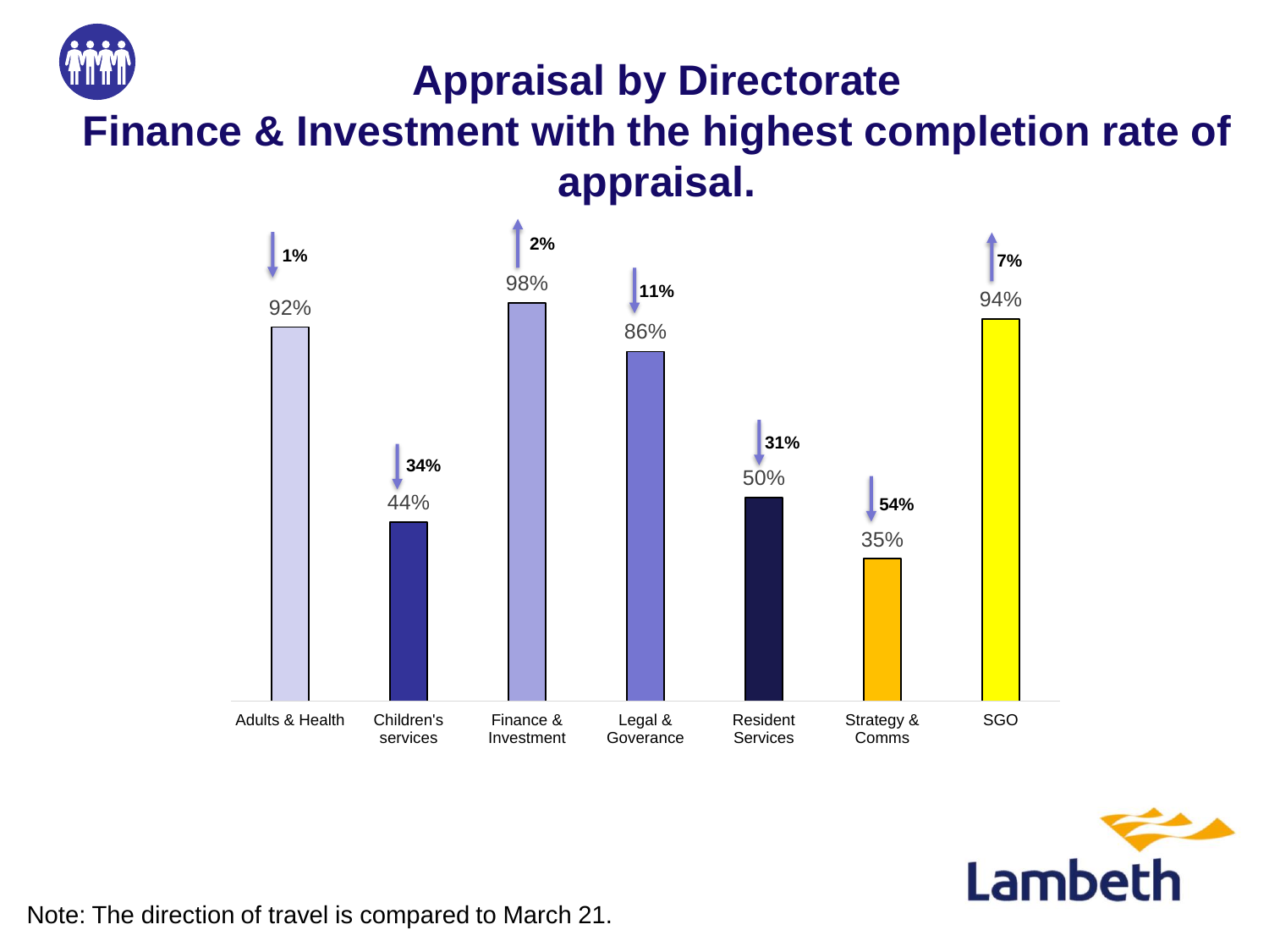# Appraisal by Directorate

## Finance & Investment with the highest completion rate of appraisal.

| Directorate | Completion rate | Direction of travel |
|---|---|---|
| Adults & Health | 92% | ↓ 1% |
| Children's services | 44% | ↓ 34% |
| Finance & Investment | 98% | ↑ 2% |
| Legal & Goverance | 86% | ↓ 11% |
| Resident Services | 50% | ↓ 31% |
| Strategy & Comms | 35% | ↓ 54% |
| SGO | 94% | ↑ 7% |

Note: The direction of travel is compared to March 21.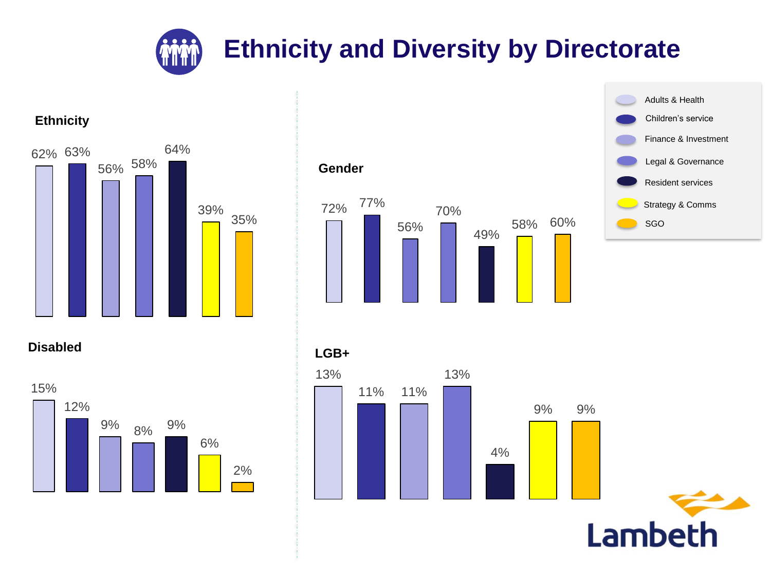# Ethnicity and Diversity by Directorate

### Ethnicity

| Directorate | Ethnicity |
| --- | --- |
| Adults & Health | 62% |
| Children's service | 63% |
| Finance & Investment | 56% |
| Legal & Governance | 58% |
| Resident services | 64% |
| Strategy & Comms | 39% |
| SGO | 35% |

### Gender

| Directorate | Gender |
| --- | --- |
| Adults & Health | 72% |
| Children's service | 77% |
| Finance & Investment | 56% |
| Legal & Governance | 70% |
| Resident services | 49% |
| Strategy & Comms | 58% |
| SGO | 60% |

### Disabled

| Directorate | Disabled |
| --- | --- |
| Adults & Health | 15% |
| Children's service | 12% |
| Finance & Investment | 9% |
| Legal & Governance | 8% |
| Resident services | 9% |
| Strategy & Comms | 6% |
| SGO | 2% |

### LGB+

| Directorate | LGB+ |
| --- | --- |
| Adults & Health | 13% |
| Children's service | 11% |
| Finance & Investment | 11% |
| Legal & Governance | 13% |
| Resident services | 4% |
| Strategy & Comms | 9% |
| SGO | 9% |

Lambeth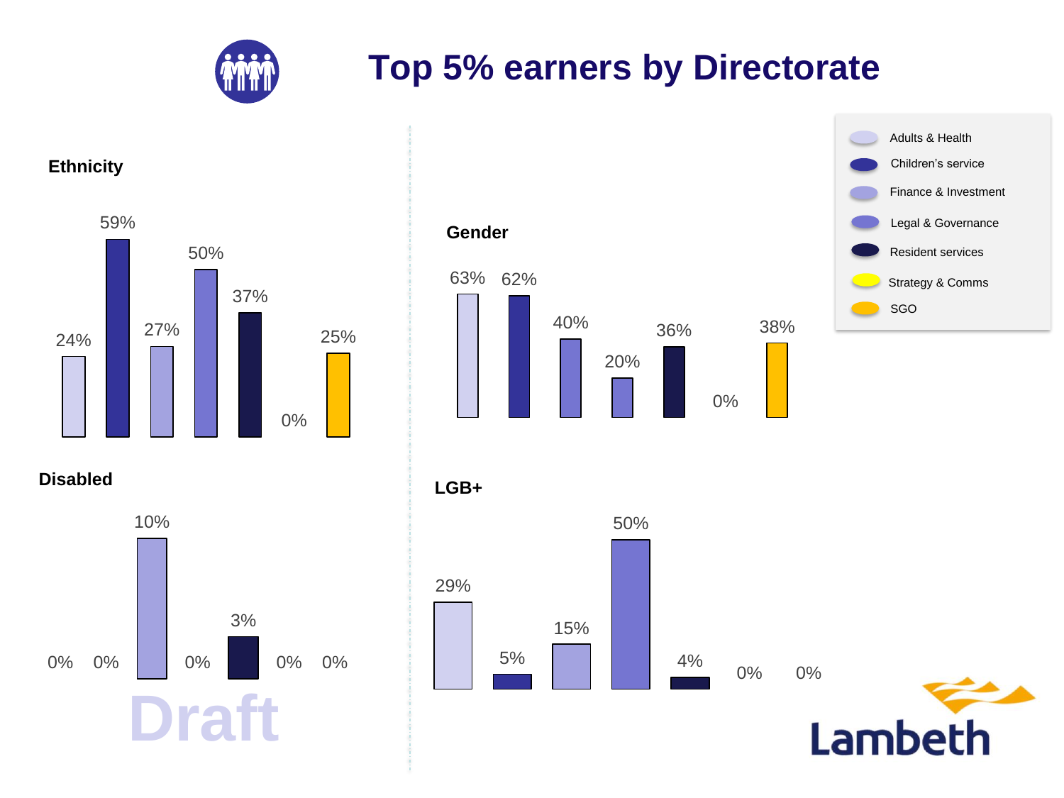# Top 5% earners by Directorate

Legend: Adults & Health, Children's service, Finance & Investment, Legal & Governance, Resident services, Strategy & Comms, SGO

## Ethnicity

| Adults & Health | Children's service | Finance & Investment | Legal & Governance | Resident services | Strategy & Comms | SGO |
|---|---|---|---|---|---|---|
| 24% | 59% | 27% | 50% | 37% | 0% | 25% |

## Gender

| Adults & Health | Children's service | Finance & Investment | Legal & Governance | Resident services | Strategy & Comms | SGO |
|---|---|---|---|---|---|---|
| 63% | 62% | 40% | 20% | 36% | 0% | 38% |

## Disabled

| Adults & Health | Children's service | Finance & Investment | Legal & Governance | Resident services | Strategy & Comms | SGO |
|---|---|---|---|---|---|---|
| 0% | 0% | 10% | 0% | 3% | 0% | 0% |

## LGB+

| Adults & Health | Children's service | Finance & Investment | Legal & Governance | Resident services | Strategy & Comms | SGO |
|---|---|---|---|---|---|---|
| 29% | 5% | 15% | 50% | 4% | 0% | 0% |

Draft

Lambeth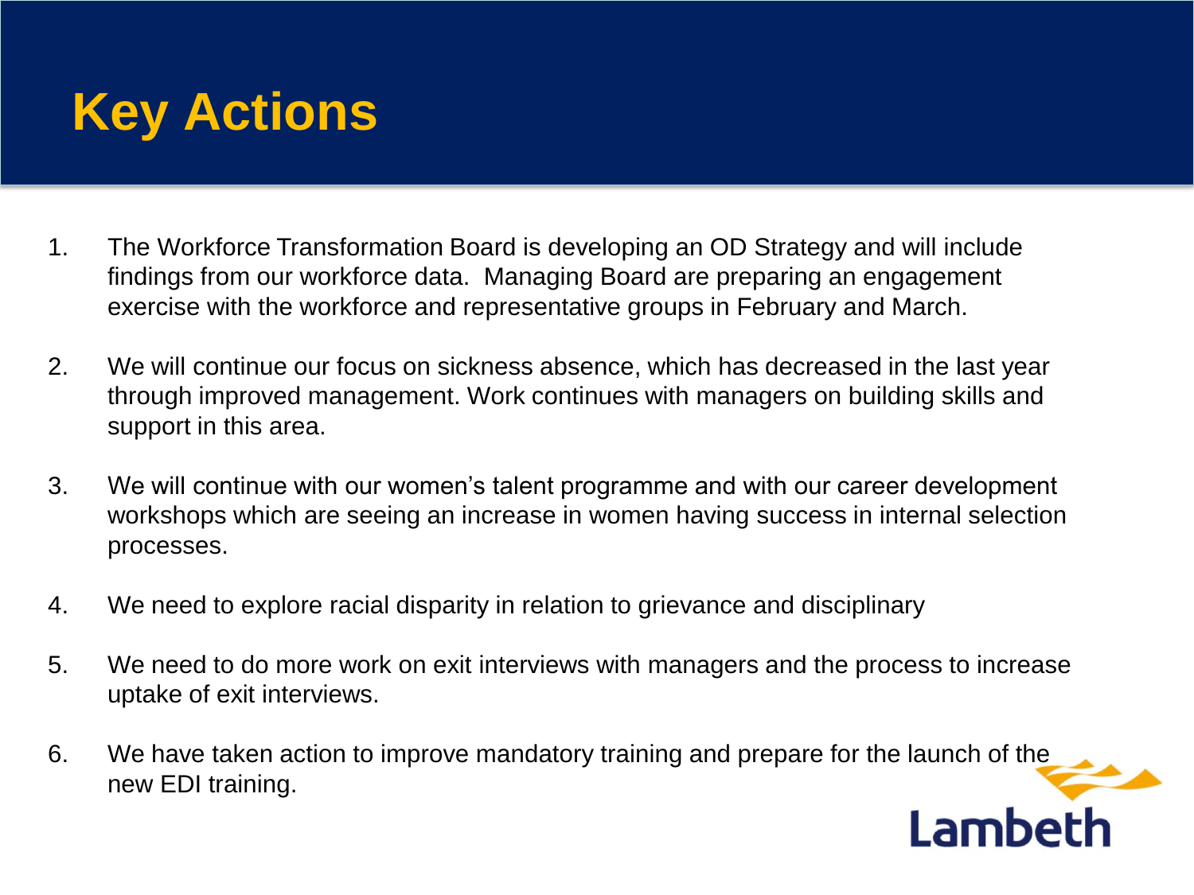# Key Actions

1. The Workforce Transformation Board is developing an OD Strategy and will include findings from our workforce data. Managing Board are preparing an engagement exercise with the workforce and representative groups in February and March.

2. We will continue our focus on sickness absence, which has decreased in the last year through improved management. Work continues with managers on building skills and support in this area.

3. We will continue with our women's talent programme and with our career development workshops which are seeing an increase in women having success in internal selection processes.

4. We need to explore racial disparity in relation to grievance and disciplinary

5. We need to do more work on exit interviews with managers and the process to increase uptake of exit interviews.

6. We have taken action to improve mandatory training and prepare for the launch of the new EDI training.

Lambeth